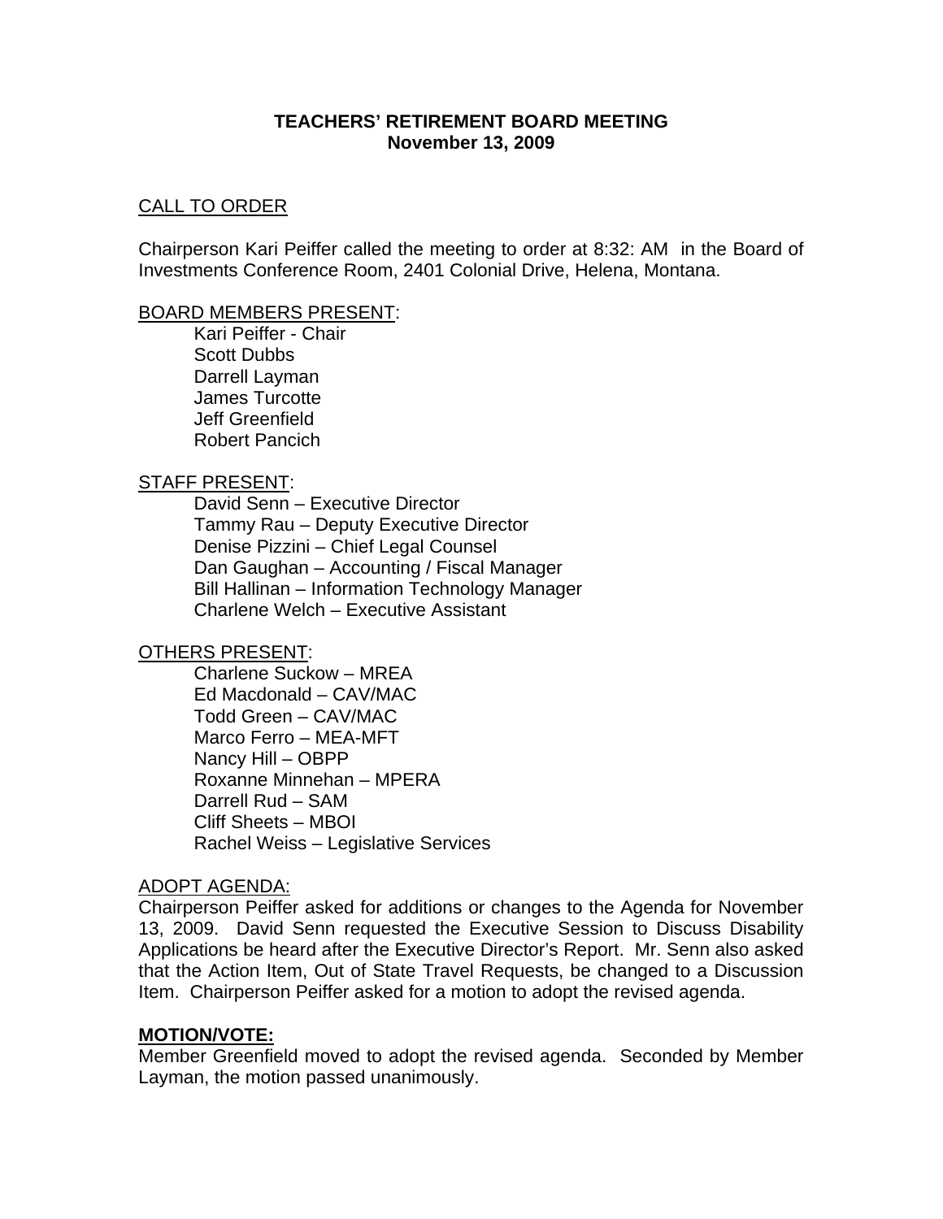# TEACHERS' RETIREMENT BOARD MEETING
## November 13, 2009

CALL TO ORDER

Chairperson Kari Peiffer called the meeting to order at 8:32: AM in the Board of Investments Conference Room, 2401 Colonial Drive, Helena, Montana.

BOARD MEMBERS PRESENT:

- Kari Peiffer - Chair
- Scott Dubbs
- Darrell Layman
- James Turcotte
- Jeff Greenfield
- Robert Pancich

STAFF PRESENT:

- David Senn – Executive Director
- Tammy Rau – Deputy Executive Director
- Denise Pizzini – Chief Legal Counsel
- Dan Gaughan – Accounting / Fiscal Manager
- Bill Hallinan – Information Technology Manager
- Charlene Welch – Executive Assistant

OTHERS PRESENT:

- Charlene Suckow – MREA
- Ed Macdonald – CAV/MAC
- Todd Green – CAV/MAC
- Marco Ferro – MEA-MFT
- Nancy Hill – OBPP
- Roxanne Minnehan – MPERA
- Darrell Rud – SAM
- Cliff Sheets – MBOI
- Rachel Weiss – Legislative Services

ADOPT AGENDA:

Chairperson Peiffer asked for additions or changes to the Agenda for November 13, 2009. David Senn requested the Executive Session to Discuss Disability Applications be heard after the Executive Director's Report. Mr. Senn also asked that the Action Item, Out of State Travel Requests, be changed to a Discussion Item. Chairperson Peiffer asked for a motion to adopt the revised agenda.

**MOTION/VOTE:**

Member Greenfield moved to adopt the revised agenda. Seconded by Member Layman, the motion passed unanimously.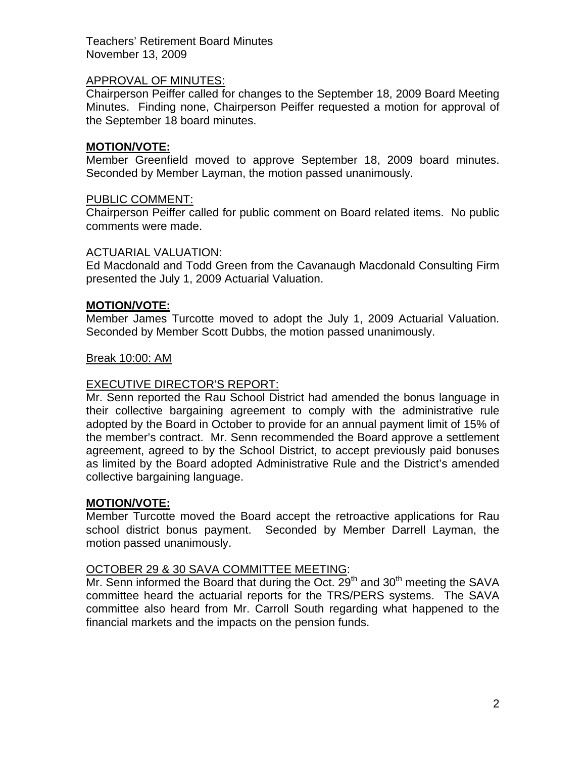APPROVAL OF MINUTES:

Chairperson Peiffer called for changes to the September 18, 2009 Board Meeting Minutes. Finding none, Chairperson Peiffer requested a motion for approval of the September 18 board minutes.

**MOTION/VOTE:**

Member Greenfield moved to approve September 18, 2009 board minutes. Seconded by Member Layman, the motion passed unanimously.

PUBLIC COMMENT:

Chairperson Peiffer called for public comment on Board related items. No public comments were made.

ACTUARIAL VALUATION:

Ed Macdonald and Todd Green from the Cavanaugh Macdonald Consulting Firm presented the July 1, 2009 Actuarial Valuation.

**MOTION/VOTE:**

Member James Turcotte moved to adopt the July 1, 2009 Actuarial Valuation. Seconded by Member Scott Dubbs, the motion passed unanimously.

Break 10:00: AM

EXECUTIVE DIRECTOR'S REPORT:

Mr. Senn reported the Rau School District had amended the bonus language in their collective bargaining agreement to comply with the administrative rule adopted by the Board in October to provide for an annual payment limit of 15% of the member's contract. Mr. Senn recommended the Board approve a settlement agreement, agreed to by the School District, to accept previously paid bonuses as limited by the Board adopted Administrative Rule and the District's amended collective bargaining language.

**MOTION/VOTE:**

Member Turcotte moved the Board accept the retroactive applications for Rau school district bonus payment. Seconded by Member Darrell Layman, the motion passed unanimously.

OCTOBER 29 & 30 SAVA COMMITTEE MEETING:

Mr. Senn informed the Board that during the Oct. 29th and 30th meeting the SAVA committee heard the actuarial reports for the TRS/PERS systems. The SAVA committee also heard from Mr. Carroll South regarding what happened to the financial markets and the impacts on the pension funds.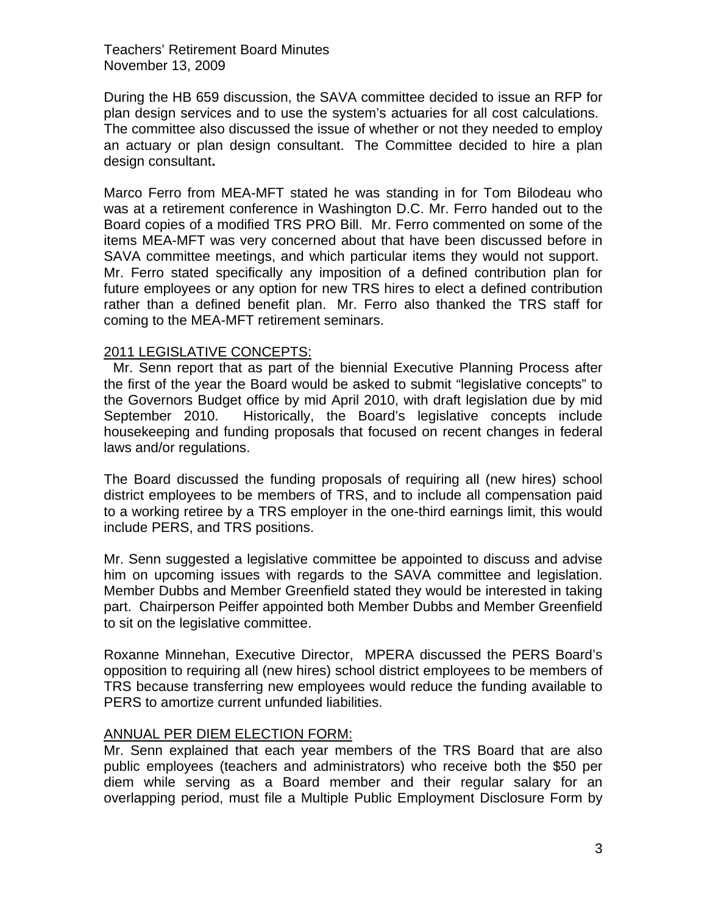During the HB 659 discussion, the SAVA committee decided to issue an RFP for plan design services and to use the system's actuaries for all cost calculations. The committee also discussed the issue of whether or not they needed to employ an actuary or plan design consultant. The Committee decided to hire a plan design consultant**.**

Marco Ferro from MEA-MFT stated he was standing in for Tom Bilodeau who was at a retirement conference in Washington D.C. Mr. Ferro handed out to the Board copies of a modified TRS PRO Bill. Mr. Ferro commented on some of the items MEA-MFT was very concerned about that have been discussed before in SAVA committee meetings, and which particular items they would not support. Mr. Ferro stated specifically any imposition of a defined contribution plan for future employees or any option for new TRS hires to elect a defined contribution rather than a defined benefit plan. Mr. Ferro also thanked the TRS staff for coming to the MEA-MFT retirement seminars.

## 2011 LEGISLATIVE CONCEPTS:

Mr. Senn report that as part of the biennial Executive Planning Process after the first of the year the Board would be asked to submit "legislative concepts" to the Governors Budget office by mid April 2010, with draft legislation due by mid September 2010. Historically, the Board's legislative concepts include housekeeping and funding proposals that focused on recent changes in federal laws and/or regulations.

The Board discussed the funding proposals of requiring all (new hires) school district employees to be members of TRS, and to include all compensation paid to a working retiree by a TRS employer in the one-third earnings limit, this would include PERS, and TRS positions.

Mr. Senn suggested a legislative committee be appointed to discuss and advise him on upcoming issues with regards to the SAVA committee and legislation. Member Dubbs and Member Greenfield stated they would be interested in taking part. Chairperson Peiffer appointed both Member Dubbs and Member Greenfield to sit on the legislative committee.

Roxanne Minnehan, Executive Director, MPERA discussed the PERS Board's opposition to requiring all (new hires) school district employees to be members of TRS because transferring new employees would reduce the funding available to PERS to amortize current unfunded liabilities.

## ANNUAL PER DIEM ELECTION FORM:

Mr. Senn explained that each year members of the TRS Board that are also public employees (teachers and administrators) who receive both the $50 per diem while serving as a Board member and their regular salary for an overlapping period, must file a Multiple Public Employment Disclosure Form by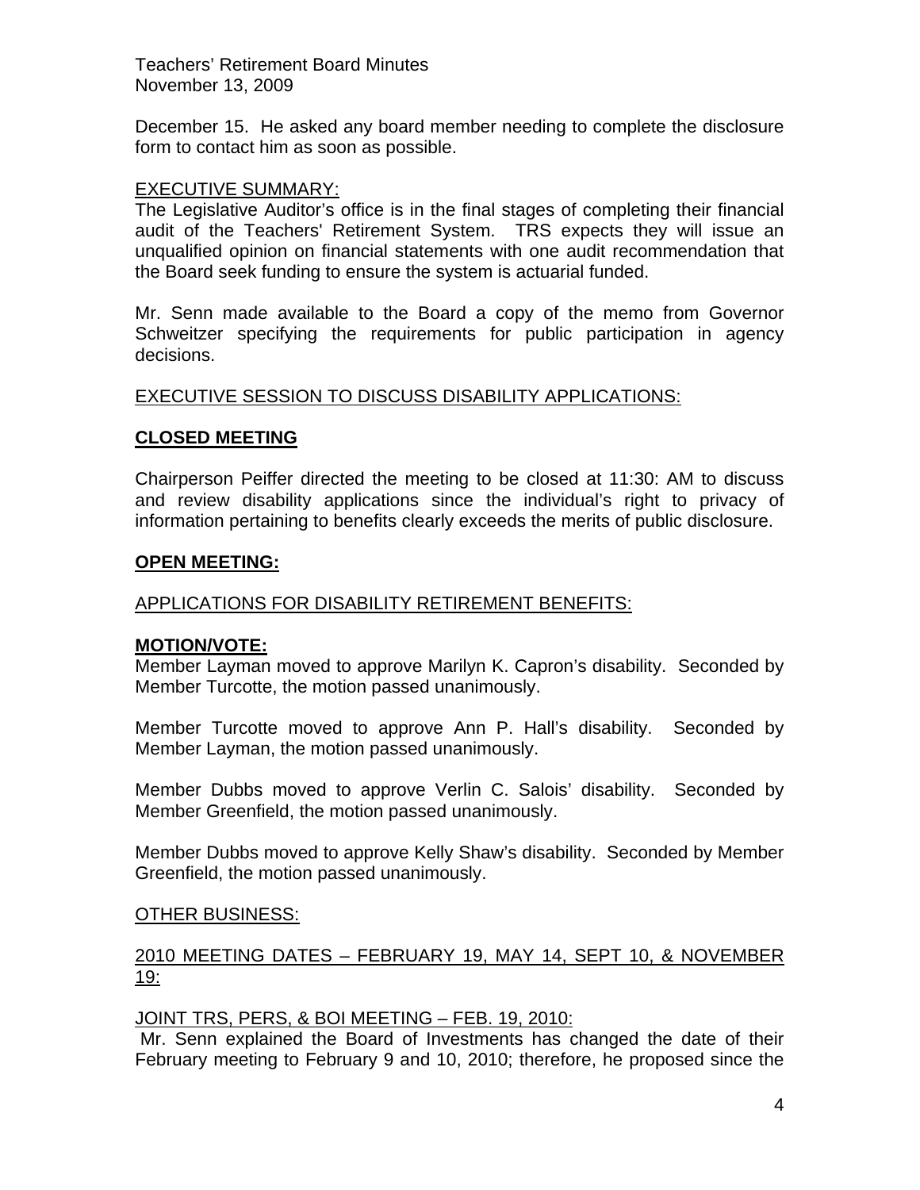December 15. He asked any board member needing to complete the disclosure form to contact him as soon as possible.

EXECUTIVE SUMMARY:

The Legislative Auditor's office is in the final stages of completing their financial audit of the Teachers' Retirement System. TRS expects they will issue an unqualified opinion on financial statements with one audit recommendation that the Board seek funding to ensure the system is actuarial funded.

Mr. Senn made available to the Board a copy of the memo from Governor Schweitzer specifying the requirements for public participation in agency decisions.

EXECUTIVE SESSION TO DISCUSS DISABILITY APPLICATIONS:

**CLOSED MEETING**

Chairperson Peiffer directed the meeting to be closed at 11:30: AM to discuss and review disability applications since the individual's right to privacy of information pertaining to benefits clearly exceeds the merits of public disclosure.

**OPEN MEETING:**

APPLICATIONS FOR DISABILITY RETIREMENT BENEFITS:

**MOTION/VOTE:**

Member Layman moved to approve Marilyn K. Capron's disability. Seconded by Member Turcotte, the motion passed unanimously.

Member Turcotte moved to approve Ann P. Hall's disability. Seconded by Member Layman, the motion passed unanimously.

Member Dubbs moved to approve Verlin C. Salois' disability. Seconded by Member Greenfield, the motion passed unanimously.

Member Dubbs moved to approve Kelly Shaw's disability. Seconded by Member Greenfield, the motion passed unanimously.

OTHER BUSINESS:

2010 MEETING DATES – FEBRUARY 19, MAY 14, SEPT 10, & NOVEMBER 19:

JOINT TRS, PERS, & BOI MEETING – FEB. 19, 2010:

Mr. Senn explained the Board of Investments has changed the date of their February meeting to February 9 and 10, 2010; therefore, he proposed since the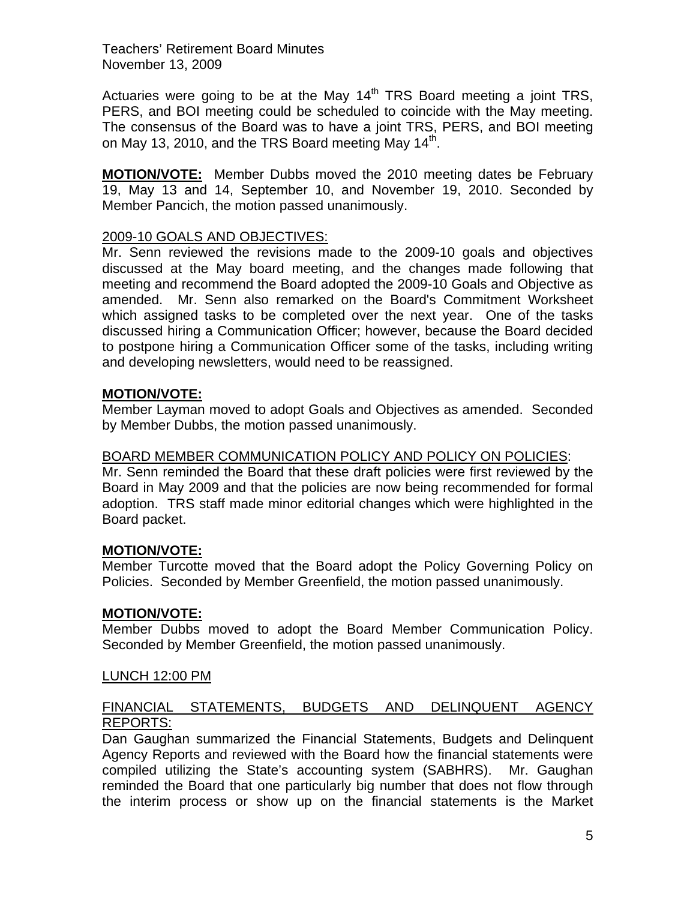Actuaries were going to be at the May 14th TRS Board meeting a joint TRS, PERS, and BOI meeting could be scheduled to coincide with the May meeting. The consensus of the Board was to have a joint TRS, PERS, and BOI meeting on May 13, 2010, and the TRS Board meeting May 14th.

**MOTION/VOTE:** Member Dubbs moved the 2010 meeting dates be February 19, May 13 and 14, September 10, and November 19, 2010. Seconded by Member Pancich, the motion passed unanimously.

<u>2009-10 GOALS AND OBJECTIVES:</u>

Mr. Senn reviewed the revisions made to the 2009-10 goals and objectives discussed at the May board meeting, and the changes made following that meeting and recommend the Board adopted the 2009-10 Goals and Objective as amended. Mr. Senn also remarked on the Board's Commitment Worksheet which assigned tasks to be completed over the next year. One of the tasks discussed hiring a Communication Officer; however, because the Board decided to postpone hiring a Communication Officer some of the tasks, including writing and developing newsletters, would need to be reassigned.

**MOTION/VOTE:**

Member Layman moved to adopt Goals and Objectives as amended. Seconded by Member Dubbs, the motion passed unanimously.

<u>BOARD MEMBER COMMUNICATION POLICY AND POLICY ON POLICIES</u>:

Mr. Senn reminded the Board that these draft policies were first reviewed by the Board in May 2009 and that the policies are now being recommended for formal adoption. TRS staff made minor editorial changes which were highlighted in the Board packet.

**MOTION/VOTE:**

Member Turcotte moved that the Board adopt the Policy Governing Policy on Policies. Seconded by Member Greenfield, the motion passed unanimously.

**MOTION/VOTE:**

Member Dubbs moved to adopt the Board Member Communication Policy. Seconded by Member Greenfield, the motion passed unanimously.

<u>LUNCH 12:00 PM</u>

<u>FINANCIAL STATEMENTS, BUDGETS AND DELINQUENT AGENCY REPORTS:</u>

Dan Gaughan summarized the Financial Statements, Budgets and Delinquent Agency Reports and reviewed with the Board how the financial statements were compiled utilizing the State's accounting system (SABHRS). Mr. Gaughan reminded the Board that one particularly big number that does not flow through the interim process or show up on the financial statements is the Market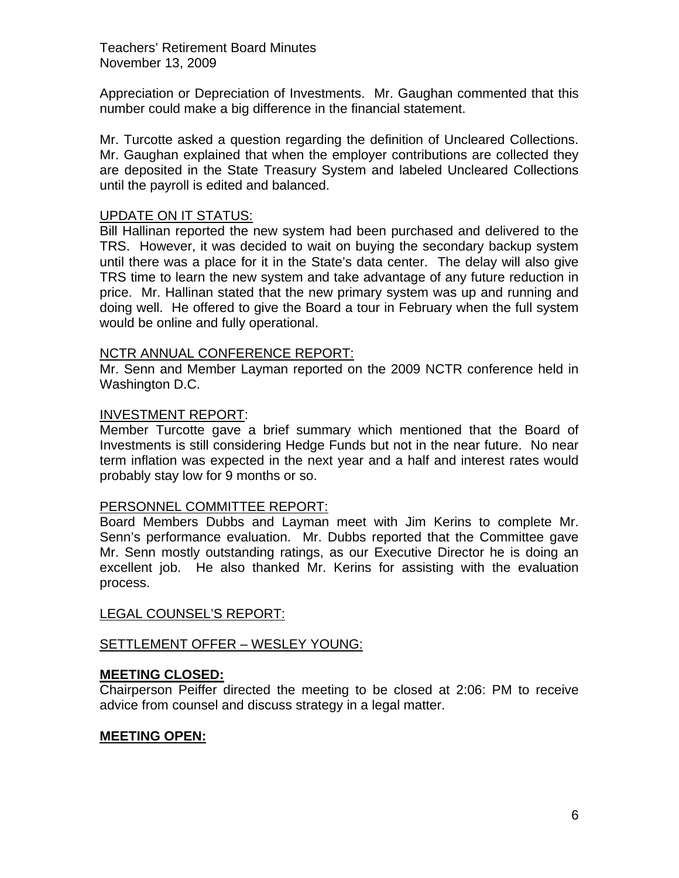Appreciation or Depreciation of Investments. Mr. Gaughan commented that this number could make a big difference in the financial statement.

Mr. Turcotte asked a question regarding the definition of Uncleared Collections. Mr. Gaughan explained that when the employer contributions are collected they are deposited in the State Treasury System and labeled Uncleared Collections until the payroll is edited and balanced.

<u>UPDATE ON IT STATUS:</u>
Bill Hallinan reported the new system had been purchased and delivered to the TRS. However, it was decided to wait on buying the secondary backup system until there was a place for it in the State's data center. The delay will also give TRS time to learn the new system and take advantage of any future reduction in price. Mr. Hallinan stated that the new primary system was up and running and doing well. He offered to give the Board a tour in February when the full system would be online and fully operational.

<u>NCTR ANNUAL CONFERENCE REPORT:</u>
Mr. Senn and Member Layman reported on the 2009 NCTR conference held in Washington D.C.

<u>INVESTMENT REPORT</u>:
Member Turcotte gave a brief summary which mentioned that the Board of Investments is still considering Hedge Funds but not in the near future. No near term inflation was expected in the next year and a half and interest rates would probably stay low for 9 months or so.

<u>PERSONNEL COMMITTEE REPORT:</u>
Board Members Dubbs and Layman meet with Jim Kerins to complete Mr. Senn's performance evaluation. Mr. Dubbs reported that the Committee gave Mr. Senn mostly outstanding ratings, as our Executive Director he is doing an excellent job. He also thanked Mr. Kerins for assisting with the evaluation process.

<u>LEGAL COUNSEL'S REPORT:</u>

<u>SETTLEMENT OFFER – WESLEY YOUNG:</u>

**<u>MEETING CLOSED:</u>**
Chairperson Peiffer directed the meeting to be closed at 2:06: PM to receive advice from counsel and discuss strategy in a legal matter.

**<u>MEETING OPEN:</u>**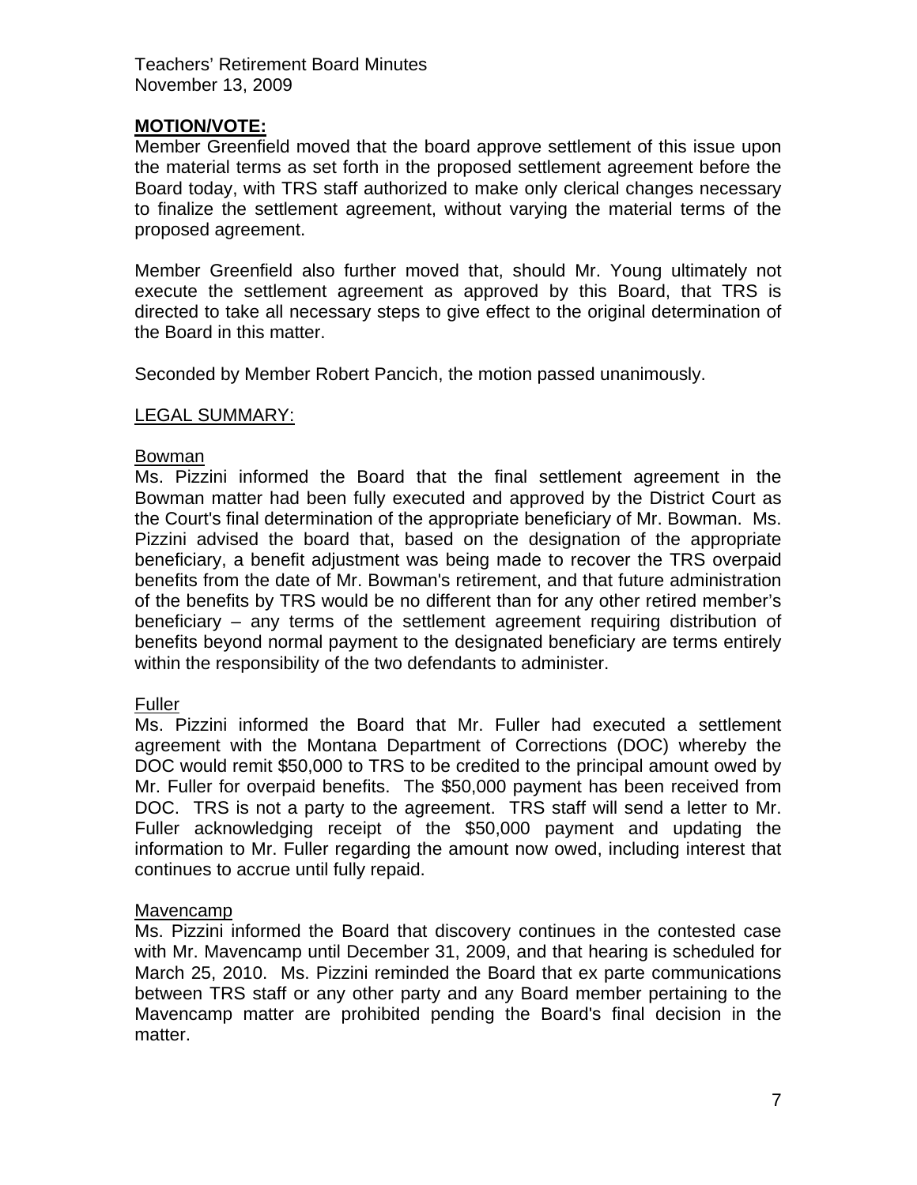**MOTION/VOTE:**

Member Greenfield moved that the board approve settlement of this issue upon the material terms as set forth in the proposed settlement agreement before the Board today, with TRS staff authorized to make only clerical changes necessary to finalize the settlement agreement, without varying the material terms of the proposed agreement.

Member Greenfield also further moved that, should Mr. Young ultimately not execute the settlement agreement as approved by this Board, that TRS is directed to take all necessary steps to give effect to the original determination of the Board in this matter.

Seconded by Member Robert Pancich, the motion passed unanimously.

LEGAL SUMMARY:

Bowman

Ms. Pizzini informed the Board that the final settlement agreement in the Bowman matter had been fully executed and approved by the District Court as the Court's final determination of the appropriate beneficiary of Mr. Bowman. Ms. Pizzini advised the board that, based on the designation of the appropriate beneficiary, a benefit adjustment was being made to recover the TRS overpaid benefits from the date of Mr. Bowman's retirement, and that future administration of the benefits by TRS would be no different than for any other retired member's beneficiary – any terms of the settlement agreement requiring distribution of benefits beyond normal payment to the designated beneficiary are terms entirely within the responsibility of the two defendants to administer.

Fuller

Ms. Pizzini informed the Board that Mr. Fuller had executed a settlement agreement with the Montana Department of Corrections (DOC) whereby the DOC would remit $50,000 to TRS to be credited to the principal amount owed by Mr. Fuller for overpaid benefits. The $50,000 payment has been received from DOC. TRS is not a party to the agreement. TRS staff will send a letter to Mr. Fuller acknowledging receipt of the $50,000 payment and updating the information to Mr. Fuller regarding the amount now owed, including interest that continues to accrue until fully repaid.

Mavencamp

Ms. Pizzini informed the Board that discovery continues in the contested case with Mr. Mavencamp until December 31, 2009, and that hearing is scheduled for March 25, 2010. Ms. Pizzini reminded the Board that ex parte communications between TRS staff or any other party and any Board member pertaining to the Mavencamp matter are prohibited pending the Board's final decision in the matter.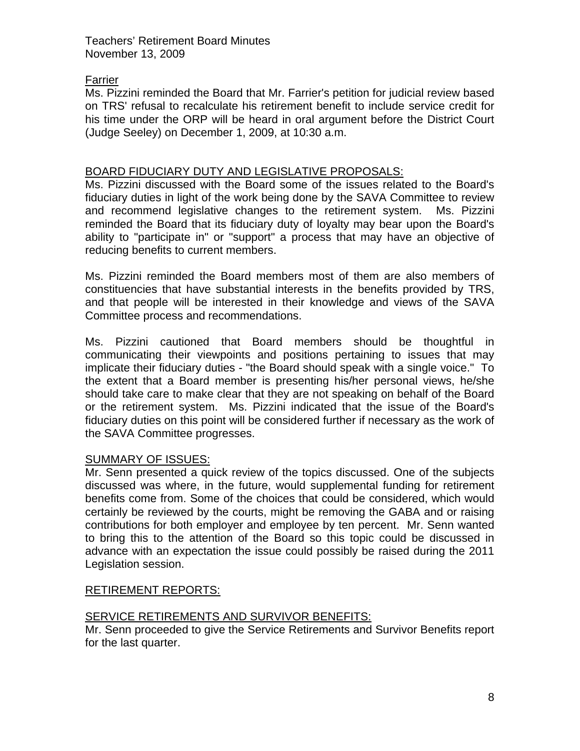## Farrier

Ms. Pizzini reminded the Board that Mr. Farrier's petition for judicial review based on TRS' refusal to recalculate his retirement benefit to include service credit for his time under the ORP will be heard in oral argument before the District Court (Judge Seeley) on December 1, 2009, at 10:30 a.m.

## BOARD FIDUCIARY DUTY AND LEGISLATIVE PROPOSALS:

Ms. Pizzini discussed with the Board some of the issues related to the Board's fiduciary duties in light of the work being done by the SAVA Committee to review and recommend legislative changes to the retirement system. Ms. Pizzini reminded the Board that its fiduciary duty of loyalty may bear upon the Board's ability to "participate in" or "support" a process that may have an objective of reducing benefits to current members.

Ms. Pizzini reminded the Board members most of them are also members of constituencies that have substantial interests in the benefits provided by TRS, and that people will be interested in their knowledge and views of the SAVA Committee process and recommendations.

Ms. Pizzini cautioned that Board members should be thoughtful in communicating their viewpoints and positions pertaining to issues that may implicate their fiduciary duties - "the Board should speak with a single voice." To the extent that a Board member is presenting his/her personal views, he/she should take care to make clear that they are not speaking on behalf of the Board or the retirement system. Ms. Pizzini indicated that the issue of the Board's fiduciary duties on this point will be considered further if necessary as the work of the SAVA Committee progresses.

## SUMMARY OF ISSUES:

Mr. Senn presented a quick review of the topics discussed. One of the subjects discussed was where, in the future, would supplemental funding for retirement benefits come from. Some of the choices that could be considered, which would certainly be reviewed by the courts, might be removing the GABA and or raising contributions for both employer and employee by ten percent. Mr. Senn wanted to bring this to the attention of the Board so this topic could be discussed in advance with an expectation the issue could possibly be raised during the 2011 Legislation session.

## RETIREMENT REPORTS:

## SERVICE RETIREMENTS AND SURVIVOR BENEFITS:

Mr. Senn proceeded to give the Service Retirements and Survivor Benefits report for the last quarter.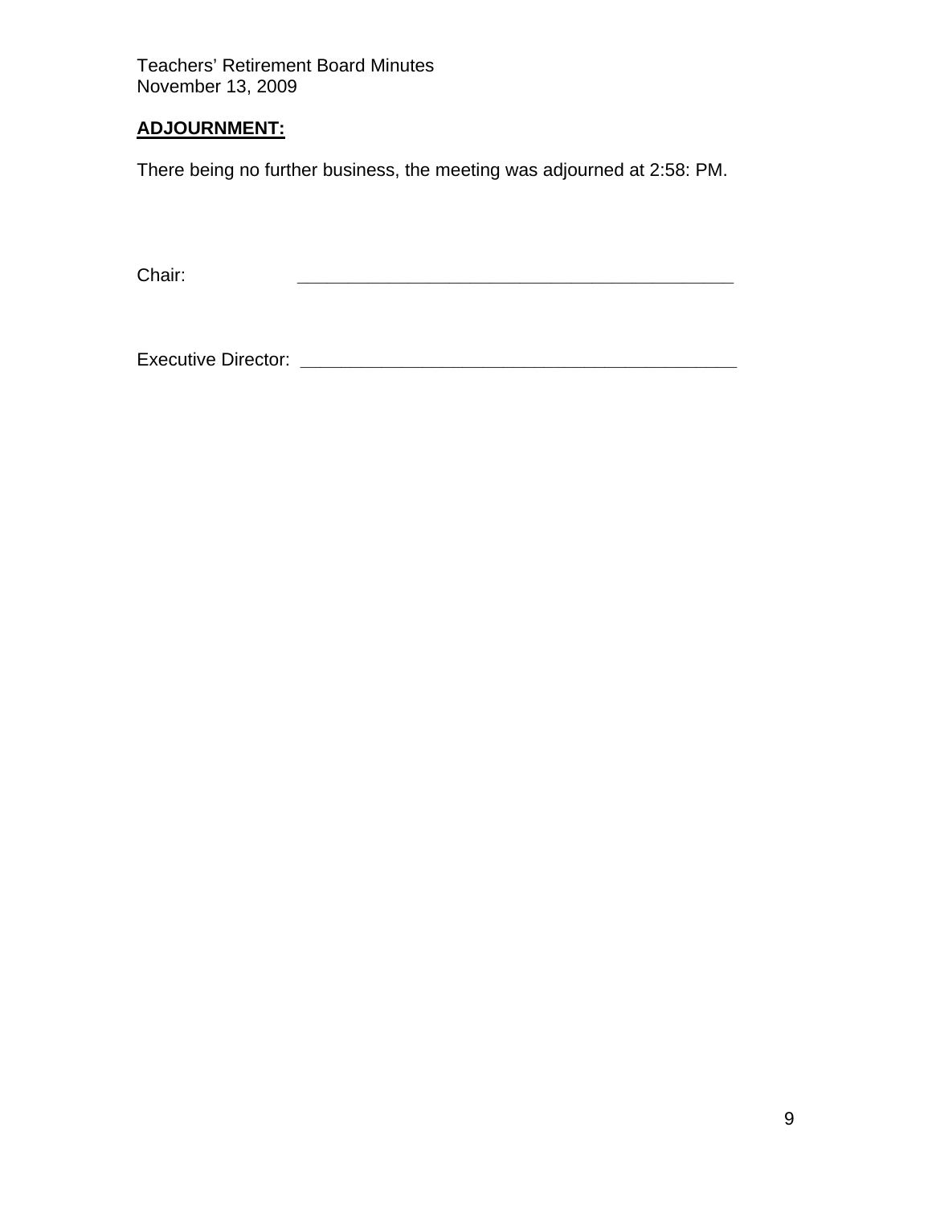## ADJOURNMENT:

There being no further business, the meeting was adjourned at 2:58: PM.

Chair: _____________________________________________

Executive Director: _____________________________________________